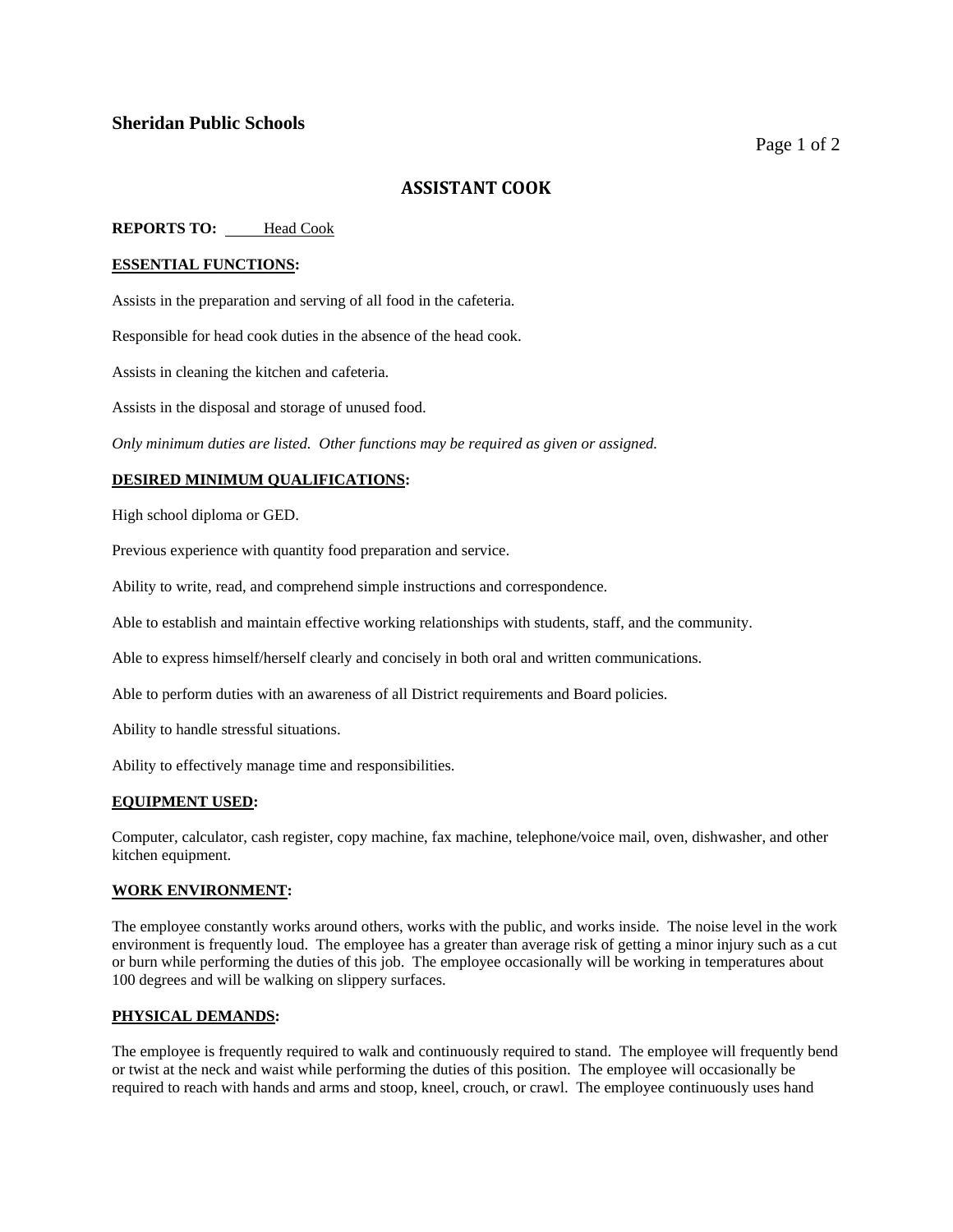**Sheridan Public Schools**

# ASSISTANT COOK

**REPORTS TO:** Head Cook

**ESSENTIAL FUNCTIONS:**

Assists in the preparation and serving of all food in the cafeteria.

Responsible for head cook duties in the absence of the head cook.

Assists in cleaning the kitchen and cafeteria.

Assists in the disposal and storage of unused food.

*Only minimum duties are listed. Other functions may be required as given or assigned.*

**DESIRED MINIMUM QUALIFICATIONS:**

High school diploma or GED.

Previous experience with quantity food preparation and service.

Ability to write, read, and comprehend simple instructions and correspondence.

Able to establish and maintain effective working relationships with students, staff, and the community.

Able to express himself/herself clearly and concisely in both oral and written communications.

Able to perform duties with an awareness of all District requirements and Board policies.

Ability to handle stressful situations.

Ability to effectively manage time and responsibilities.

**EQUIPMENT USED:**

Computer, calculator, cash register, copy machine, fax machine, telephone/voice mail, oven, dishwasher, and other kitchen equipment.

**WORK ENVIRONMENT:**

The employee constantly works around others, works with the public, and works inside. The noise level in the work environment is frequently loud. The employee has a greater than average risk of getting a minor injury such as a cut or burn while performing the duties of this job. The employee occasionally will be working in temperatures about 100 degrees and will be walking on slippery surfaces.

**PHYSICAL DEMANDS:**

The employee is frequently required to walk and continuously required to stand. The employee will frequently bend or twist at the neck and waist while performing the duties of this position. The employee will occasionally be required to reach with hands and arms and stoop, kneel, crouch, or crawl. The employee continuously uses hand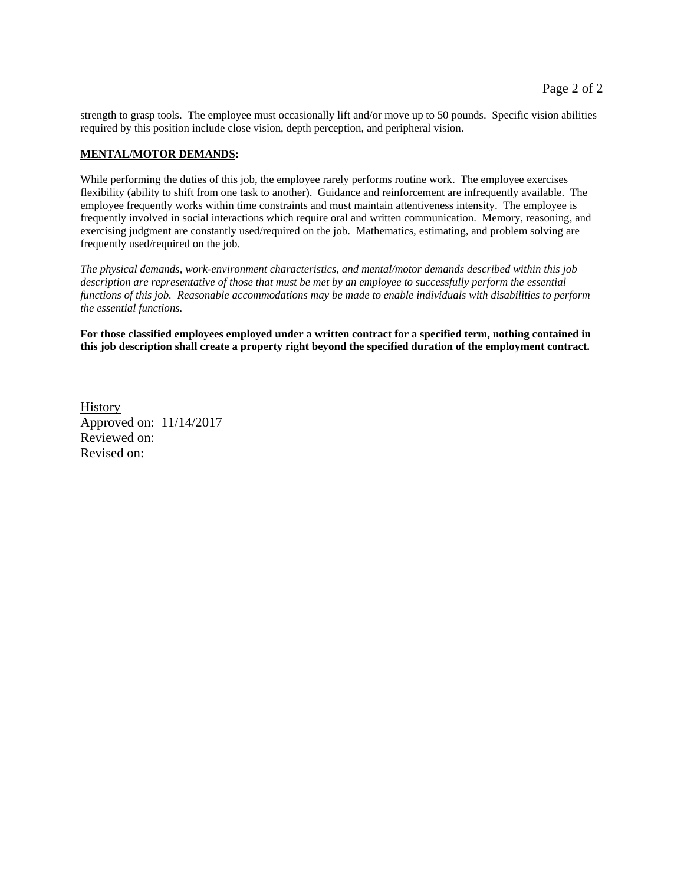strength to grasp tools. The employee must occasionally lift and/or move up to 50 pounds. Specific vision abilities required by this position include close vision, depth perception, and peripheral vision.

**MENTAL/MOTOR DEMANDS:**

While performing the duties of this job, the employee rarely performs routine work. The employee exercises flexibility (ability to shift from one task to another). Guidance and reinforcement are infrequently available. The employee frequently works within time constraints and must maintain attentiveness intensity. The employee is frequently involved in social interactions which require oral and written communication. Memory, reasoning, and exercising judgment are constantly used/required on the job. Mathematics, estimating, and problem solving are frequently used/required on the job.

*The physical demands, work-environment characteristics, and mental/motor demands described within this job description are representative of those that must be met by an employee to successfully perform the essential functions of this job. Reasonable accommodations may be made to enable individuals with disabilities to perform the essential functions.*

**For those classified employees employed under a written contract for a specified term, nothing contained in this job description shall create a property right beyond the specified duration of the employment contract.**

History
Approved on: 11/14/2017
Reviewed on:
Revised on: